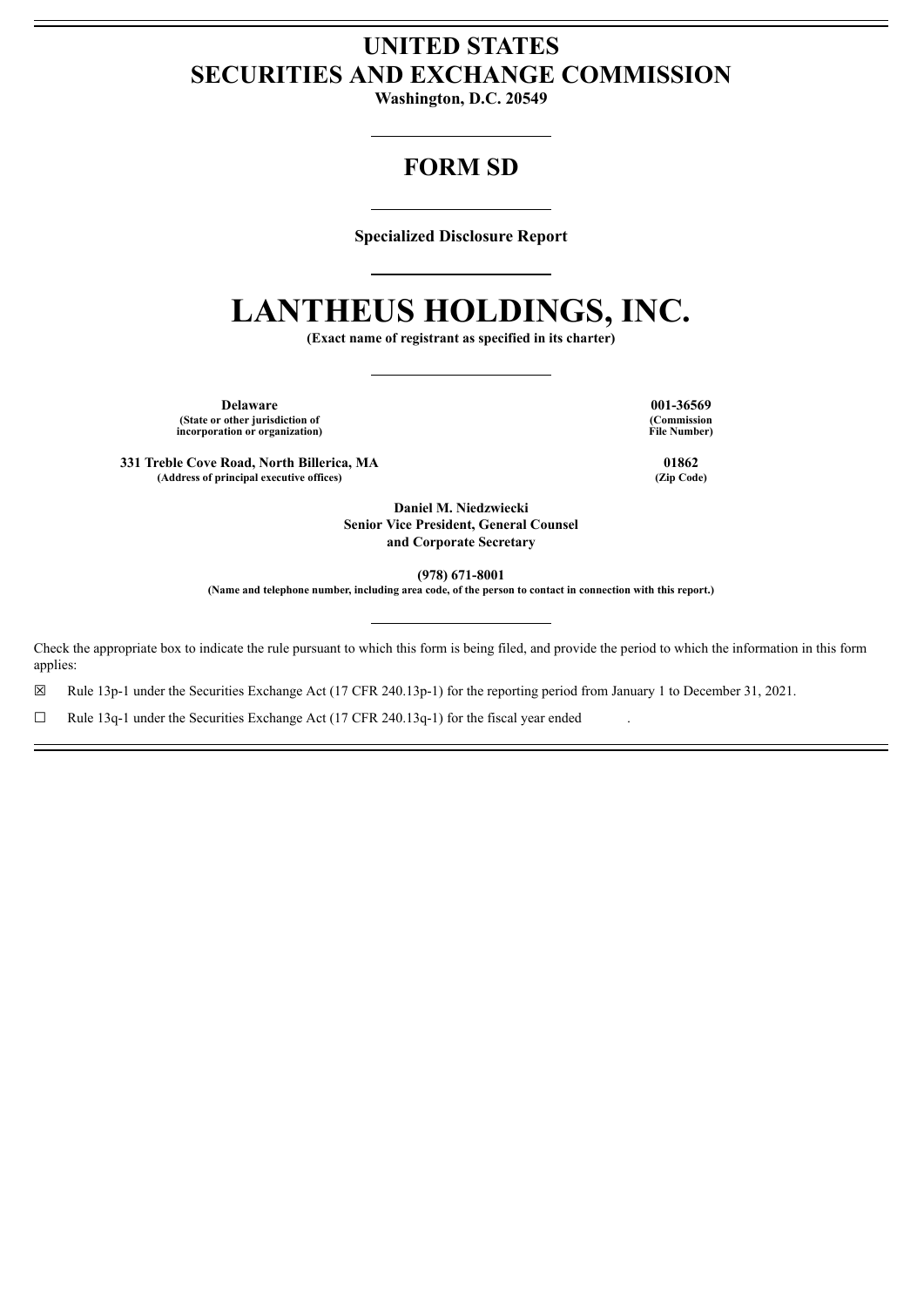# UNITED STATES
# SECURITIES AND EXCHANGE COMMISSION

**Washington, D.C. 20549**

---

## FORM SD

---

**Specialized Disclosure Report**

---

# LANTHEUS HOLDINGS, INC.

**(Exact name of registrant as specified in its charter)**

---

| | |
|---|---|
| **Delaware**<br>**(State or other jurisdiction of incorporation or organization)** | **001-36569**<br>**(Commission File Number)** |
| **331 Treble Cove Road, North Billerica, MA**<br>**(Address of principal executive offices)** | **01862**<br>**(Zip Code)** |

**Daniel M. Niedzwiecki**
**Senior Vice President, General Counsel**
**and Corporate Secretary**

**(978) 671-8001**
**(Name and telephone number, including area code, of the person to contact in connection with this report.)**

---

Check the appropriate box to indicate the rule pursuant to which this form is being filed, and provide the period to which the information in this form applies:

☒ Rule 13p-1 under the Securities Exchange Act (17 CFR 240.13p-1) for the reporting period from January 1 to December 31, 2021.

☐ Rule 13q-1 under the Securities Exchange Act (17 CFR 240.13q-1) for the fiscal year ended .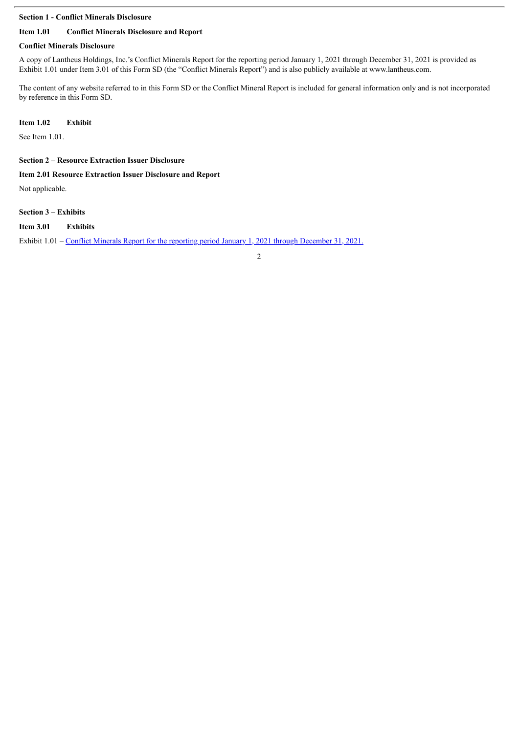**Section 1 - Conflict Minerals Disclosure**

**Item 1.01 Conflict Minerals Disclosure and Report**

**Conflict Minerals Disclosure**

A copy of Lantheus Holdings, Inc.'s Conflict Minerals Report for the reporting period January 1, 2021 through December 31, 2021 is provided as Exhibit 1.01 under Item 3.01 of this Form SD (the "Conflict Minerals Report") and is also publicly available at www.lantheus.com.

The content of any website referred to in this Form SD or the Conflict Mineral Report is included for general information only and is not incorporated by reference in this Form SD.

**Item 1.02 Exhibit**

See Item 1.01.

**Section 2 – Resource Extraction Issuer Disclosure**

**Item 2.01 Resource Extraction Issuer Disclosure and Report**

Not applicable.

**Section 3 – Exhibits**

**Item 3.01 Exhibits**

Exhibit 1.01 – Conflict Minerals Report for the reporting period January 1, 2021 through December 31, 2021.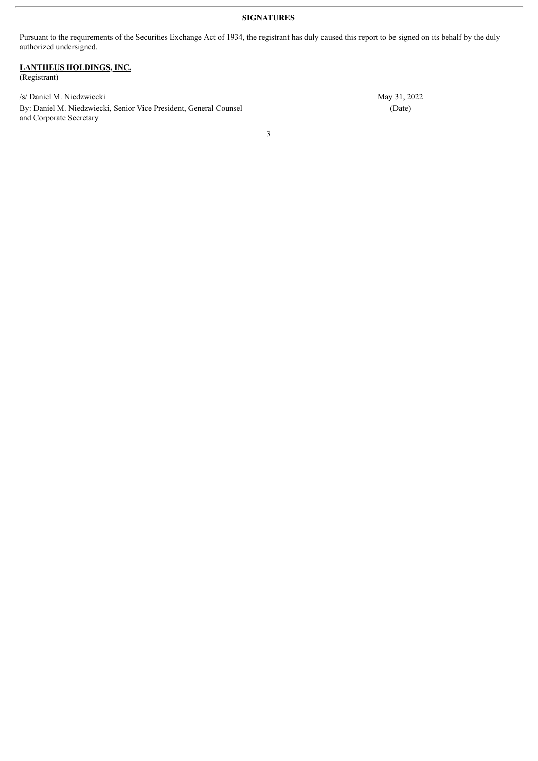**SIGNATURES**

Pursuant to the requirements of the Securities Exchange Act of 1934, the registrant has duly caused this report to be signed on its behalf by the duly authorized undersigned.

**LANTHEUS HOLDINGS, INC.**
(Registrant)

| | |
|---|---|
| /s/ Daniel M. Niedzwiecki | May 31, 2022 |
| By: Daniel M. Niedzwiecki, Senior Vice President, General Counsel and Corporate Secretary | (Date) |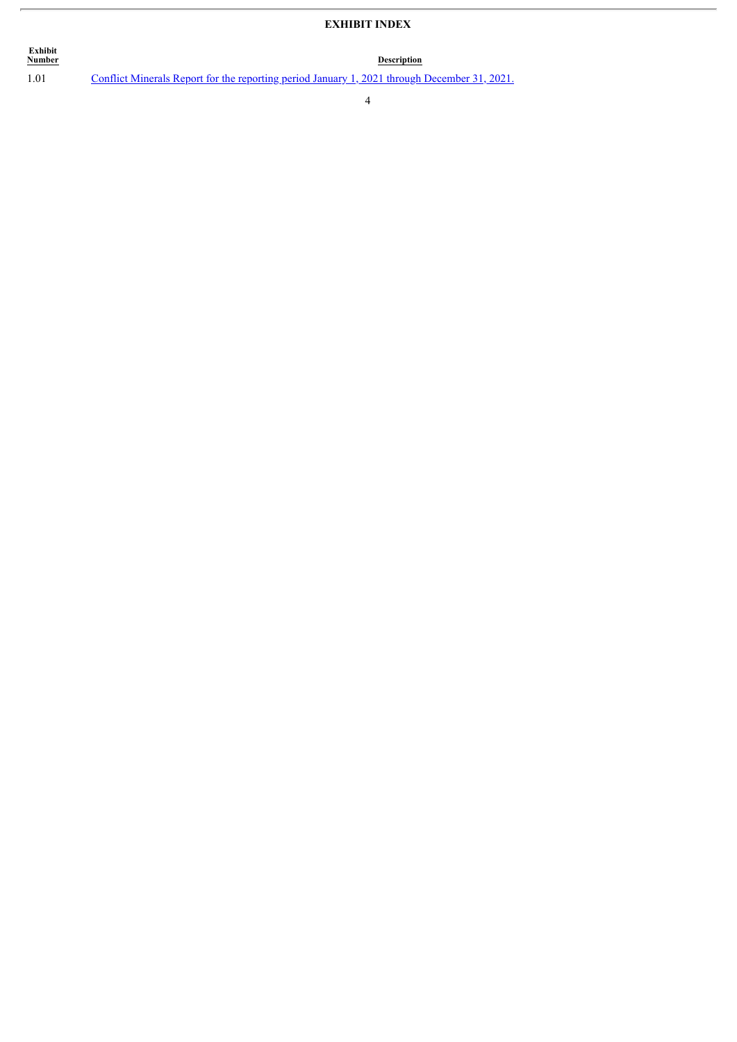## EXHIBIT INDEX

| Exhibit Number | Description |
| --- | --- |
| 1.01 | Conflict Minerals Report for the reporting period January 1, 2021 through December 31, 2021. |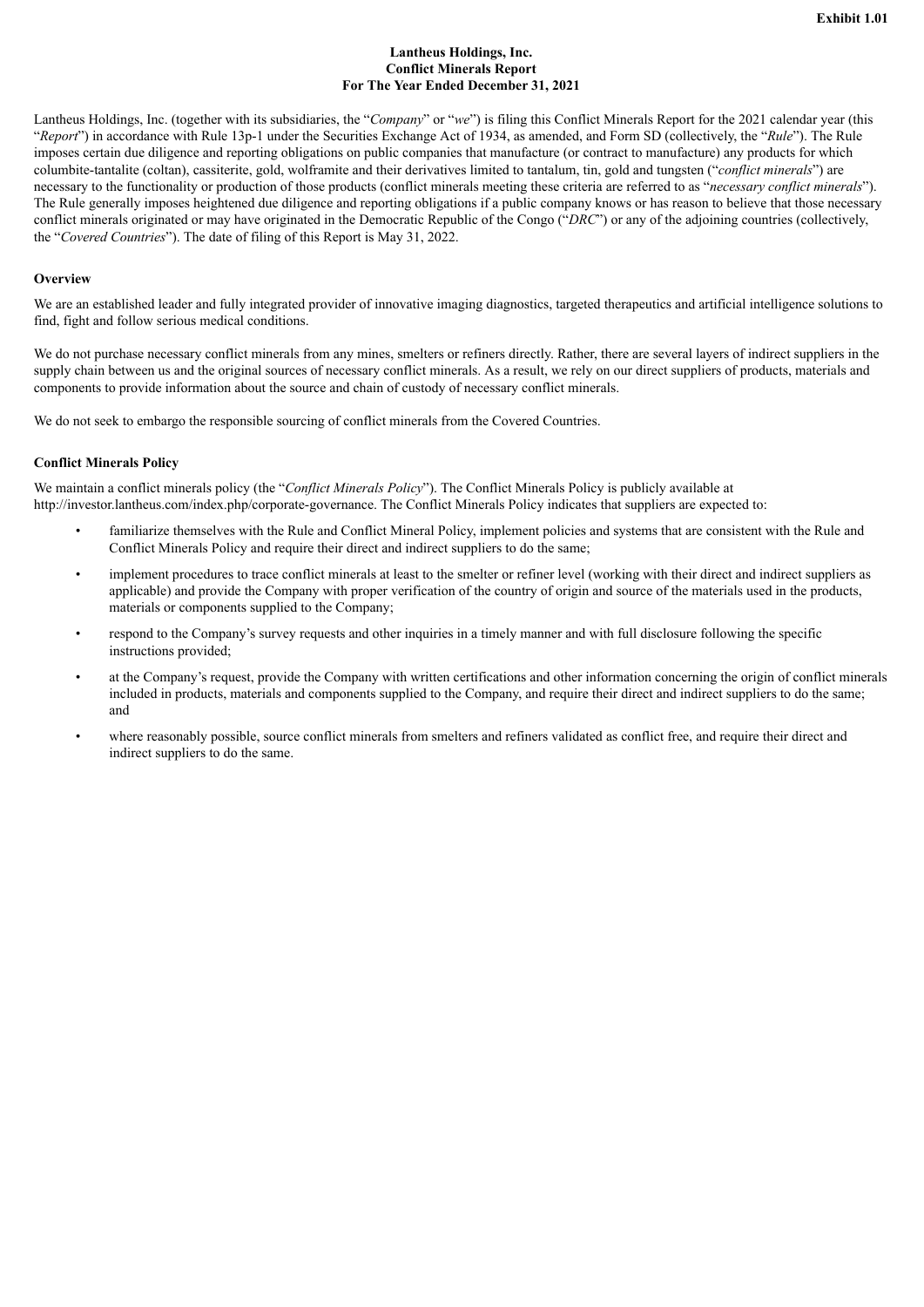**Exhibit 1.01**

**Lantheus Holdings, Inc.**
**Conflict Minerals Report**
**For The Year Ended December 31, 2021**

Lantheus Holdings, Inc. (together with its subsidiaries, the "*Company*" or "*we*") is filing this Conflict Minerals Report for the 2021 calendar year (this "*Report*") in accordance with Rule 13p-1 under the Securities Exchange Act of 1934, as amended, and Form SD (collectively, the "*Rule*"). The Rule imposes certain due diligence and reporting obligations on public companies that manufacture (or contract to manufacture) any products for which columbite-tantalite (coltan), cassiterite, gold, wolframite and their derivatives limited to tantalum, tin, gold and tungsten ("*conflict minerals*") are necessary to the functionality or production of those products (conflict minerals meeting these criteria are referred to as "*necessary conflict minerals*"). The Rule generally imposes heightened due diligence and reporting obligations if a public company knows or has reason to believe that those necessary conflict minerals originated or may have originated in the Democratic Republic of the Congo ("*DRC*") or any of the adjoining countries (collectively, the "*Covered Countries*"). The date of filing of this Report is May 31, 2022.

**Overview**

We are an established leader and fully integrated provider of innovative imaging diagnostics, targeted therapeutics and artificial intelligence solutions to find, fight and follow serious medical conditions.

We do not purchase necessary conflict minerals from any mines, smelters or refiners directly. Rather, there are several layers of indirect suppliers in the supply chain between us and the original sources of necessary conflict minerals. As a result, we rely on our direct suppliers of products, materials and components to provide information about the source and chain of custody of necessary conflict minerals.

We do not seek to embargo the responsible sourcing of conflict minerals from the Covered Countries.

**Conflict Minerals Policy**

We maintain a conflict minerals policy (the "*Conflict Minerals Policy*"). The Conflict Minerals Policy is publicly available at http://investor.lantheus.com/index.php/corporate-governance. The Conflict Minerals Policy indicates that suppliers are expected to:

- familiarize themselves with the Rule and Conflict Mineral Policy, implement policies and systems that are consistent with the Rule and Conflict Minerals Policy and require their direct and indirect suppliers to do the same;
- implement procedures to trace conflict minerals at least to the smelter or refiner level (working with their direct and indirect suppliers as applicable) and provide the Company with proper verification of the country of origin and source of the materials used in the products, materials or components supplied to the Company;
- respond to the Company's survey requests and other inquiries in a timely manner and with full disclosure following the specific instructions provided;
- at the Company's request, provide the Company with written certifications and other information concerning the origin of conflict minerals included in products, materials and components supplied to the Company, and require their direct and indirect suppliers to do the same; and
- where reasonably possible, source conflict minerals from smelters and refiners validated as conflict free, and require their direct and indirect suppliers to do the same.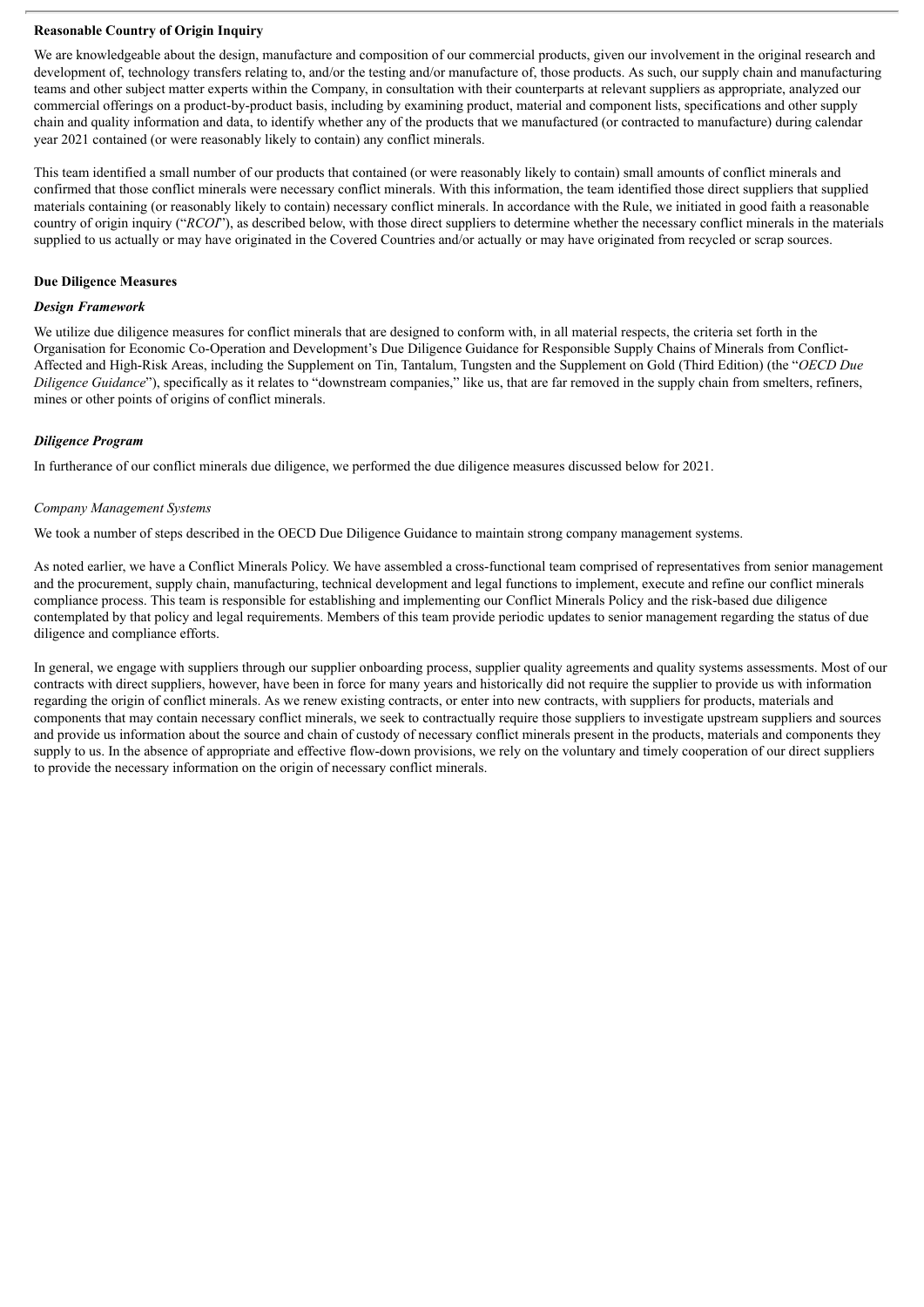**Reasonable Country of Origin Inquiry**

We are knowledgeable about the design, manufacture and composition of our commercial products, given our involvement in the original research and development of, technology transfers relating to, and/or the testing and/or manufacture of, those products. As such, our supply chain and manufacturing teams and other subject matter experts within the Company, in consultation with their counterparts at relevant suppliers as appropriate, analyzed our commercial offerings on a product-by-product basis, including by examining product, material and component lists, specifications and other supply chain and quality information and data, to identify whether any of the products that we manufactured (or contracted to manufacture) during calendar year 2021 contained (or were reasonably likely to contain) any conflict minerals.

This team identified a small number of our products that contained (or were reasonably likely to contain) small amounts of conflict minerals and confirmed that those conflict minerals were necessary conflict minerals. With this information, the team identified those direct suppliers that supplied materials containing (or reasonably likely to contain) necessary conflict minerals. In accordance with the Rule, we initiated in good faith a reasonable country of origin inquiry ("*RCOI*"), as described below, with those direct suppliers to determine whether the necessary conflict minerals in the materials supplied to us actually or may have originated in the Covered Countries and/or actually or may have originated from recycled or scrap sources.

**Due Diligence Measures**

***Design Framework***

We utilize due diligence measures for conflict minerals that are designed to conform with, in all material respects, the criteria set forth in the Organisation for Economic Co-Operation and Development's Due Diligence Guidance for Responsible Supply Chains of Minerals from Conflict-Affected and High-Risk Areas, including the Supplement on Tin, Tantalum, Tungsten and the Supplement on Gold (Third Edition) (the "*OECD Due Diligence Guidance*"), specifically as it relates to "downstream companies," like us, that are far removed in the supply chain from smelters, refiners, mines or other points of origins of conflict minerals.

***Diligence Program***

In furtherance of our conflict minerals due diligence, we performed the due diligence measures discussed below for 2021.

*Company Management Systems*

We took a number of steps described in the OECD Due Diligence Guidance to maintain strong company management systems.

As noted earlier, we have a Conflict Minerals Policy. We have assembled a cross-functional team comprised of representatives from senior management and the procurement, supply chain, manufacturing, technical development and legal functions to implement, execute and refine our conflict minerals compliance process. This team is responsible for establishing and implementing our Conflict Minerals Policy and the risk-based due diligence contemplated by that policy and legal requirements. Members of this team provide periodic updates to senior management regarding the status of due diligence and compliance efforts.

In general, we engage with suppliers through our supplier onboarding process, supplier quality agreements and quality systems assessments. Most of our contracts with direct suppliers, however, have been in force for many years and historically did not require the supplier to provide us with information regarding the origin of conflict minerals. As we renew existing contracts, or enter into new contracts, with suppliers for products, materials and components that may contain necessary conflict minerals, we seek to contractually require those suppliers to investigate upstream suppliers and sources and provide us information about the source and chain of custody of necessary conflict minerals present in the products, materials and components they supply to us. In the absence of appropriate and effective flow-down provisions, we rely on the voluntary and timely cooperation of our direct suppliers to provide the necessary information on the origin of necessary conflict minerals.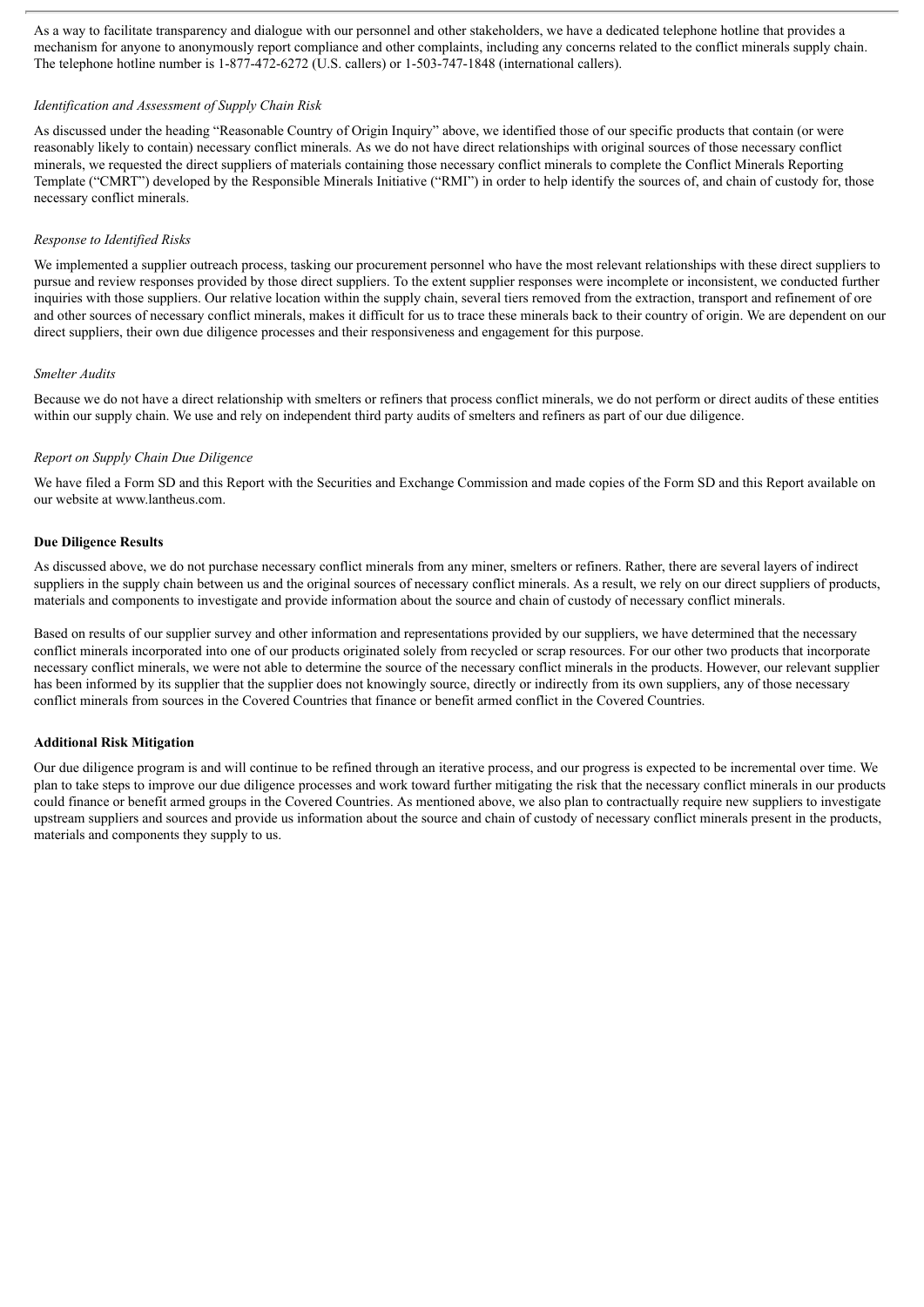As a way to facilitate transparency and dialogue with our personnel and other stakeholders, we have a dedicated telephone hotline that provides a mechanism for anyone to anonymously report compliance and other complaints, including any concerns related to the conflict minerals supply chain. The telephone hotline number is 1-877-472-6272 (U.S. callers) or 1-503-747-1848 (international callers).

*Identification and Assessment of Supply Chain Risk*

As discussed under the heading "Reasonable Country of Origin Inquiry" above, we identified those of our specific products that contain (or were reasonably likely to contain) necessary conflict minerals. As we do not have direct relationships with original sources of those necessary conflict minerals, we requested the direct suppliers of materials containing those necessary conflict minerals to complete the Conflict Minerals Reporting Template ("CMRT") developed by the Responsible Minerals Initiative ("RMI") in order to help identify the sources of, and chain of custody for, those necessary conflict minerals.

*Response to Identified Risks*

We implemented a supplier outreach process, tasking our procurement personnel who have the most relevant relationships with these direct suppliers to pursue and review responses provided by those direct suppliers. To the extent supplier responses were incomplete or inconsistent, we conducted further inquiries with those suppliers. Our relative location within the supply chain, several tiers removed from the extraction, transport and refinement of ore and other sources of necessary conflict minerals, makes it difficult for us to trace these minerals back to their country of origin. We are dependent on our direct suppliers, their own due diligence processes and their responsiveness and engagement for this purpose.

*Smelter Audits*

Because we do not have a direct relationship with smelters or refiners that process conflict minerals, we do not perform or direct audits of these entities within our supply chain. We use and rely on independent third party audits of smelters and refiners as part of our due diligence.

*Report on Supply Chain Due Diligence*

We have filed a Form SD and this Report with the Securities and Exchange Commission and made copies of the Form SD and this Report available on our website at www.lantheus.com.

**Due Diligence Results**

As discussed above, we do not purchase necessary conflict minerals from any miner, smelters or refiners. Rather, there are several layers of indirect suppliers in the supply chain between us and the original sources of necessary conflict minerals. As a result, we rely on our direct suppliers of products, materials and components to investigate and provide information about the source and chain of custody of necessary conflict minerals.

Based on results of our supplier survey and other information and representations provided by our suppliers, we have determined that the necessary conflict minerals incorporated into one of our products originated solely from recycled or scrap resources. For our other two products that incorporate necessary conflict minerals, we were not able to determine the source of the necessary conflict minerals in the products. However, our relevant supplier has been informed by its supplier that the supplier does not knowingly source, directly or indirectly from its own suppliers, any of those necessary conflict minerals from sources in the Covered Countries that finance or benefit armed conflict in the Covered Countries.

**Additional Risk Mitigation**

Our due diligence program is and will continue to be refined through an iterative process, and our progress is expected to be incremental over time. We plan to take steps to improve our due diligence processes and work toward further mitigating the risk that the necessary conflict minerals in our products could finance or benefit armed groups in the Covered Countries. As mentioned above, we also plan to contractually require new suppliers to investigate upstream suppliers and sources and provide us information about the source and chain of custody of necessary conflict minerals present in the products, materials and components they supply to us.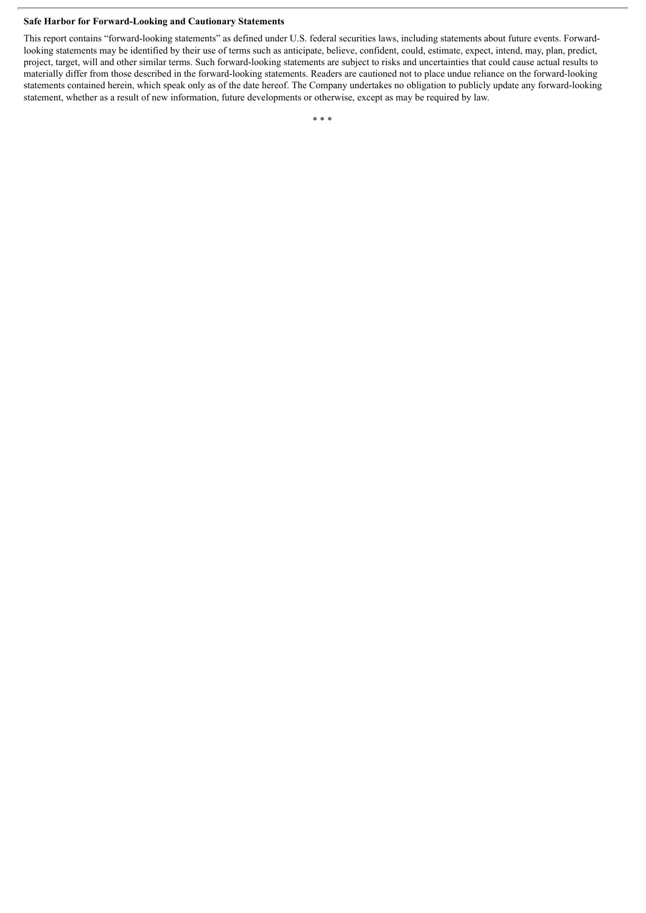**Safe Harbor for Forward-Looking and Cautionary Statements**

This report contains "forward-looking statements" as defined under U.S. federal securities laws, including statements about future events. Forward-looking statements may be identified by their use of terms such as anticipate, believe, confident, could, estimate, expect, intend, may, plan, predict, project, target, will and other similar terms. Such forward-looking statements are subject to risks and uncertainties that could cause actual results to materially differ from those described in the forward-looking statements. Readers are cautioned not to place undue reliance on the forward-looking statements contained herein, which speak only as of the date hereof. The Company undertakes no obligation to publicly update any forward-looking statement, whether as a result of new information, future developments or otherwise, except as may be required by law.

\* \* \*